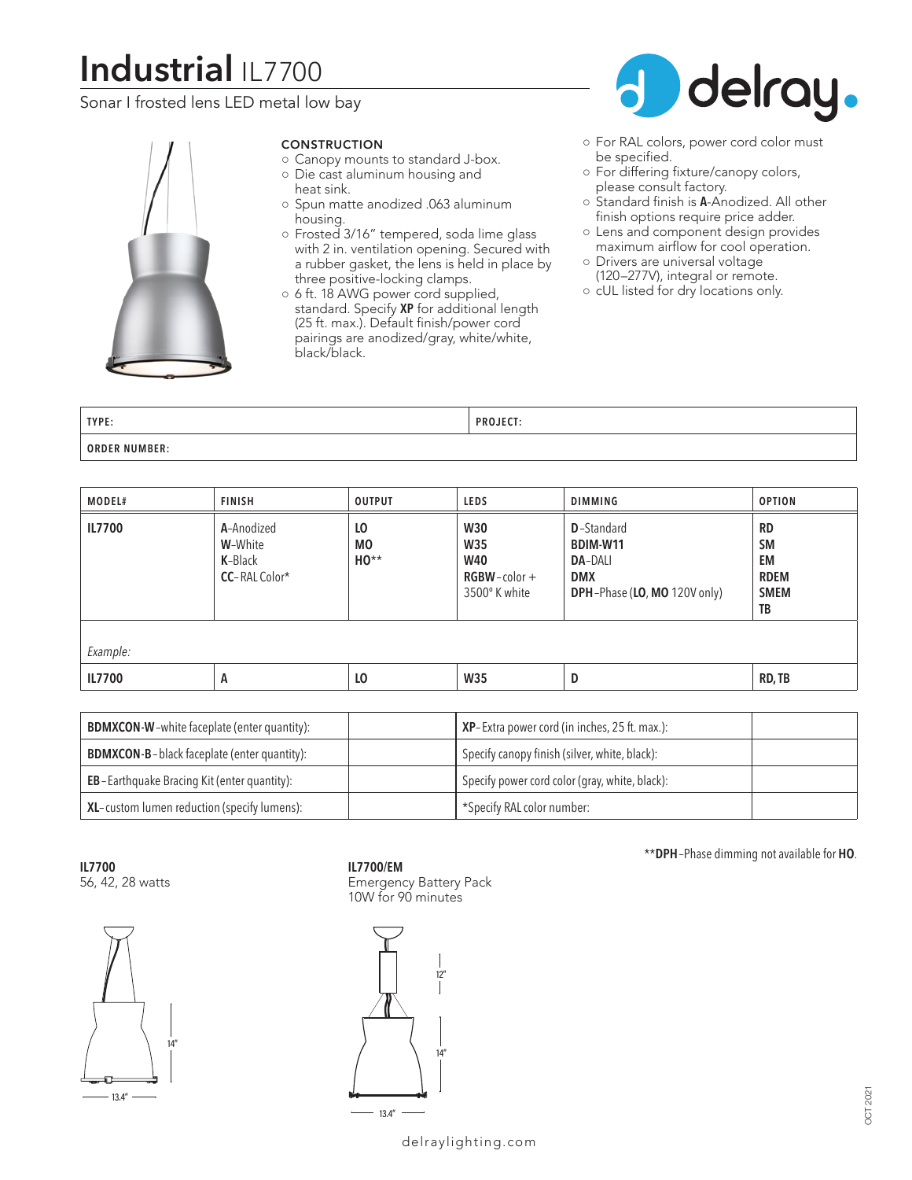# Industrial IL7700

Sonar I frosted lens LED metal low bay

delray.

### CONSTRUCTION

- Canopy mounts to standard J-box.
- Die cast aluminum housing and heat sink.
- Spun matte anodized .063 aluminum housing.
- Frosted 3/16" tempered, soda lime glass with 2 in. ventilation opening. Secured with a rubber gasket, the lens is held in place by three positive-locking clamps.
- 6 ft. 18 AWG power cord supplied, standard. Specify **XP** for additional length (25 ft. max.). Default finish/power cord pairings are anodized/gray, white/white, black/black.
- For RAL colors, power cord color must be specified.
- For differing fixture/canopy colors, please consult factory.
- Standard finish is **A**-Anodized. All other finish options require price adder.
- Lens and component design provides maximum airflow for cool operation.
- Drivers are universal voltage (120–277V), integral or remote.
- cUL listed for dry locations only.

| TYPE: | PROJECT: |
|---|---|
| ORDER NUMBER: | |

| MODEL# | FINISH | OUTPUT | LEDS | DIMMING | OPTION |
|---|---|---|---|---|---|
| **IL7700** | **A**-Anodized<br>**W**-White<br>**K**-Black<br>**CC**- RAL Color* | **LO**<br>**MO**<br>**HO****| **W30**<br>**W35**<br>**W40**<br>**RGBW**-color + 3500° K white | **D**-Standard<br>**BDIM-W11**<br>**DA**-DALI<br>**DMX**<br>**DPH**-Phase (**LO**, **MO** 120V only) | **RD**<br>**SM**<br>**EM**<br>**RDEM**<br>**SMEM**<br>**TB** |
| *Example:* | | | | | |
| **IL7700** | **A** | **LO** | **W35** | **D** | **RD, TB** |

| | | | |
|---|---|---|---|
| **BDMXCON-W**-white faceplate (enter quantity): | | **XP**- Extra power cord (in inches, 25 ft. max.): | |
| **BDMXCON-B**- black faceplate (enter quantity): | | Specify canopy finish (silver, white, black): | |
| **EB**- Earthquake Bracing Kit (enter quantity): | | Specify power cord color (gray, white, black): | |
| **XL**- custom lumen reduction (specify lumens): | | *Specify RAL color number: | |

****DPH**-Phase dimming not available for **HO**.

**IL7700**
56, 42, 28 watts

14"
13.4"

**IL7700/EM**
Emergency Battery Pack
10W for 90 minutes

12"
14"
13.4"

delraylighting.com

OCT 2021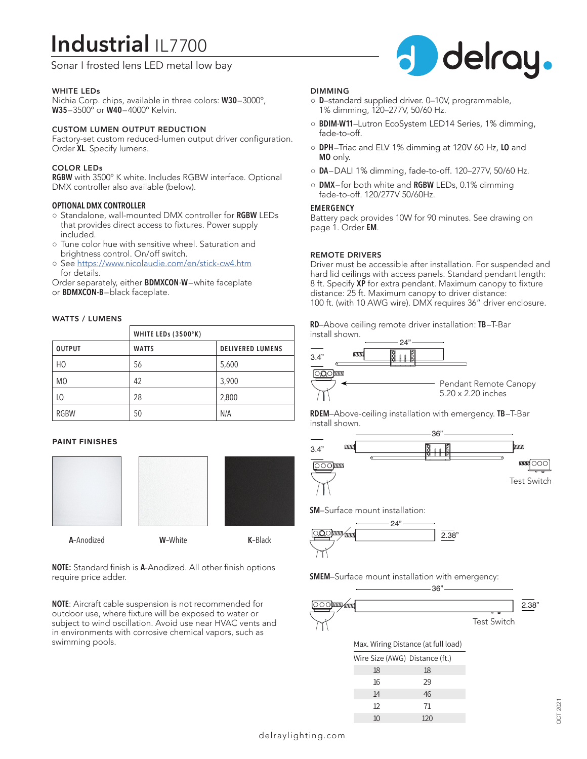# Industrial IL7700

Sonar I frosted lens LED metal low bay

delray.

### WHITE LEDs

Nichia Corp. chips, available in three colors: **W30**–3000°, **W35**–3500° or **W40**–4000° Kelvin.

### CUSTOM LUMEN OUTPUT REDUCTION

Factory-set custom reduced-lumen output driver configuration. Order **XL**. Specify lumens.

### COLOR LEDs

**RGBW** with 3500° K white. Includes RGBW interface. Optional DMX controller also available (below).

### OPTIONAL DMX CONTROLLER

- Standalone, wall-mounted DMX controller for **RGBW** LEDs that provides direct access to fixtures. Power supply included.
- Tune color hue with sensitive wheel. Saturation and brightness control. On/off switch.
- See https://www.nicolaudie.com/en/stick-cw4.htm for details.

Order separately, either **BDMXCON-W**–white faceplate or **BDMXCON-B**–black faceplate.

### WATTS / LUMENS

| | WHITE LEDs (3500°K) | |
|---|---|---|
| OUTPUT | WATTS | DELIVERED LUMENS |
| HO | 56 | 5,600 |
| MO | 42 | 3,900 |
| LO | 28 | 2,800 |
| RGBW | 50 | N/A |

### PAINT FINISHES

**A**–Anodized

**W**–White

**K**–Black

**NOTE:** Standard finish is **A**-Anodized. All other finish options require price adder.

**NOTE**: Aircraft cable suspension is not recommended for outdoor use, where fixture will be exposed to water or subject to wind oscillation. Avoid use near HVAC vents and in environments with corrosive chemical vapors, such as swimming pools.

### DIMMING

- **D**–standard supplied driver. 0–10V, programmable, 1% dimming, 120–277V, 50/60 Hz.
- **BDIM-W11**–Lutron EcoSystem LED14 Series, 1% dimming, fade-to-off.
- **DPH**–Triac and ELV 1% dimming at 120V 60 Hz, **LO** and **MO** only.
- **DA**–DALI 1% dimming, fade-to-off. 120–277V, 50/60 Hz.
- **DMX**–for both white and **RGBW** LEDs, 0.1% dimming fade-to-off. 120/277V 50/60Hz.

### EMERGENCY

Battery pack provides 10W for 90 minutes. See drawing on page 1. Order **EM**.

### REMOTE DRIVERS

Driver must be accessible after installation. For suspended and hard lid ceilings with access panels. Standard pendant length: 8 ft. Specify **XP** for extra pendant. Maximum canopy to fixture distance: 25 ft. Maximum canopy to driver distance: 100 ft. (with 10 AWG wire). DMX requires 36" driver enclosure.

**RD**–Above ceiling remote driver installation: **TB**–T-Bar install shown.

24"

3.4"

Pendant Remote Canopy
5.20 x 2.20 inches

**RDEM**–Above-ceiling installation with emergency. **TB**–T-Bar install shown.

36"

3.4"

Test Switch

**SM**–Surface mount installation:

24"

2.38"

**SMEM**–Surface mount installation with emergency:

36"

2.38"

Test Switch

Max. Wiring Distance (at full load)

| Wire Size (AWG) | Distance (ft.) |
|---|---|
| 18 | 18 |
| 16 | 29 |
| 14 | 46 |
| 12 | 71 |
| 10 | 120 |

OCT 2021

delraylighting.com